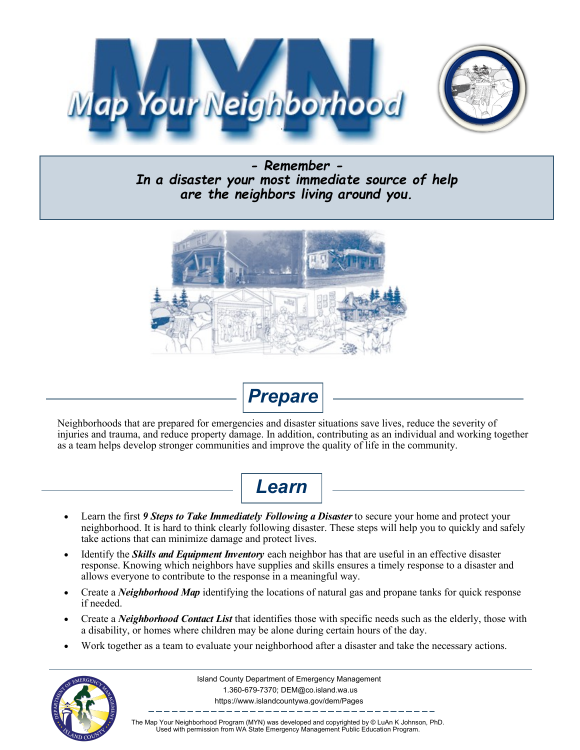# Map Your Neighborhood

***- Remember -***
***In a disaster your most immediate source of help are the neighbors living around you.***

## Prepare

Neighborhoods that are prepared for emergencies and disaster situations save lives, reduce the severity of injuries and trauma, and reduce property damage. In addition, contributing as an individual and working together as a team helps develop stronger communities and improve the quality of life in the community.

## Learn

- Learn the first ***9 Steps to Take Immediately Following a Disaster*** to secure your home and protect your neighborhood. It is hard to think clearly following disaster. These steps will help you to quickly and safely take actions that can minimize damage and protect lives.
- Identify the ***Skills and Equipment Inventory*** each neighbor has that are useful in an effective disaster response. Knowing which neighbors have supplies and skills ensures a timely response to a disaster and allows everyone to contribute to the response in a meaningful way.
- Create a ***Neighborhood Map*** identifying the locations of natural gas and propane tanks for quick response if needed.
- Create a ***Neighborhood Contact List*** that identifies those with specific needs such as the elderly, those with a disability, or homes where children may be alone during certain hours of the day.
- Work together as a team to evaluate your neighborhood after a disaster and take the necessary actions.

Island County Department of Emergency Management
1.360-679-7370; DEM@co.island.wa.us
https://www.islandcountywa.gov/dem/Pages

The Map Your Neighborhood Program (MYN) was developed and copyrighted by © LuAn K Johnson, PhD.
Used with permission from WA State Emergency Management Public Education Program.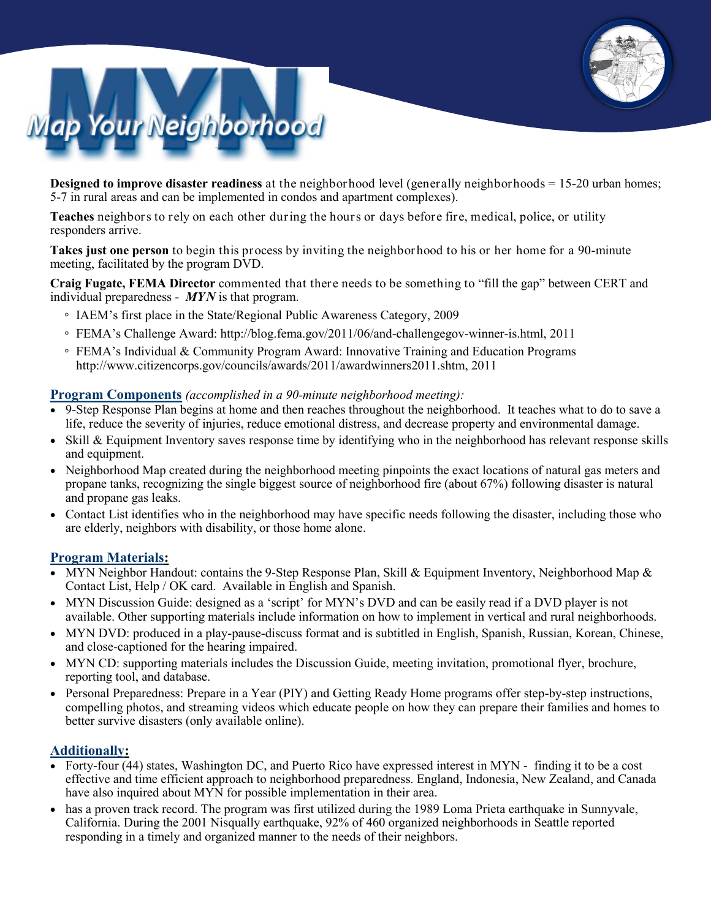# Map Your Neighborhood

**Designed to improve disaster readiness** at the neighborhood level (generally neighborhoods = 15-20 urban homes; 5-7 in rural areas and can be implemented in condos and apartment complexes).

**Teaches** neighbors to rely on each other during the hours or days before fire, medical, police, or utility responders arrive.

**Takes just one person** to begin this process by inviting the neighborhood to his or her home for a 90-minute meeting, facilitated by the program DVD.

**Craig Fugate, FEMA Director** commented that there needs to be something to "fill the gap" between CERT and individual preparedness - ***MYN*** is that program.

- IAEM's first place in the State/Regional Public Awareness Category, 2009
- FEMA's Challenge Award: http://blog.fema.gov/2011/06/and-challengegov-winner-is.html, 2011
- FEMA's Individual & Community Program Award: Innovative Training and Education Programs http://www.citizencorps.gov/councils/awards/2011/awardwinners2011.shtm, 2011

**Program Components** *(accomplished in a 90-minute neighborhood meeting):*

- 9-Step Response Plan begins at home and then reaches throughout the neighborhood. It teaches what to do to save a life, reduce the severity of injuries, reduce emotional distress, and decrease property and environmental damage.
- Skill & Equipment Inventory saves response time by identifying who in the neighborhood has relevant response skills and equipment.
- Neighborhood Map created during the neighborhood meeting pinpoints the exact locations of natural gas meters and propane tanks, recognizing the single biggest source of neighborhood fire (about 67%) following disaster is natural and propane gas leaks.
- Contact List identifies who in the neighborhood may have specific needs following the disaster, including those who are elderly, neighbors with disability, or those home alone.

**Program Materials:**

- MYN Neighbor Handout: contains the 9-Step Response Plan, Skill & Equipment Inventory, Neighborhood Map & Contact List, Help / OK card. Available in English and Spanish.
- MYN Discussion Guide: designed as a 'script' for MYN's DVD and can be easily read if a DVD player is not available. Other supporting materials include information on how to implement in vertical and rural neighborhoods.
- MYN DVD: produced in a play-pause-discuss format and is subtitled in English, Spanish, Russian, Korean, Chinese, and close-captioned for the hearing impaired.
- MYN CD: supporting materials includes the Discussion Guide, meeting invitation, promotional flyer, brochure, reporting tool, and database.
- Personal Preparedness: Prepare in a Year (PIY) and Getting Ready Home programs offer step-by-step instructions, compelling photos, and streaming videos which educate people on how they can prepare their families and homes to better survive disasters (only available online).

**Additionally:**

- Forty-four (44) states, Washington DC, and Puerto Rico have expressed interest in MYN - finding it to be a cost effective and time efficient approach to neighborhood preparedness. England, Indonesia, New Zealand, and Canada have also inquired about MYN for possible implementation in their area.
- has a proven track record. The program was first utilized during the 1989 Loma Prieta earthquake in Sunnyvale, California. During the 2001 Nisqually earthquake, 92% of 460 organized neighborhoods in Seattle reported responding in a timely and organized manner to the needs of their neighbors.